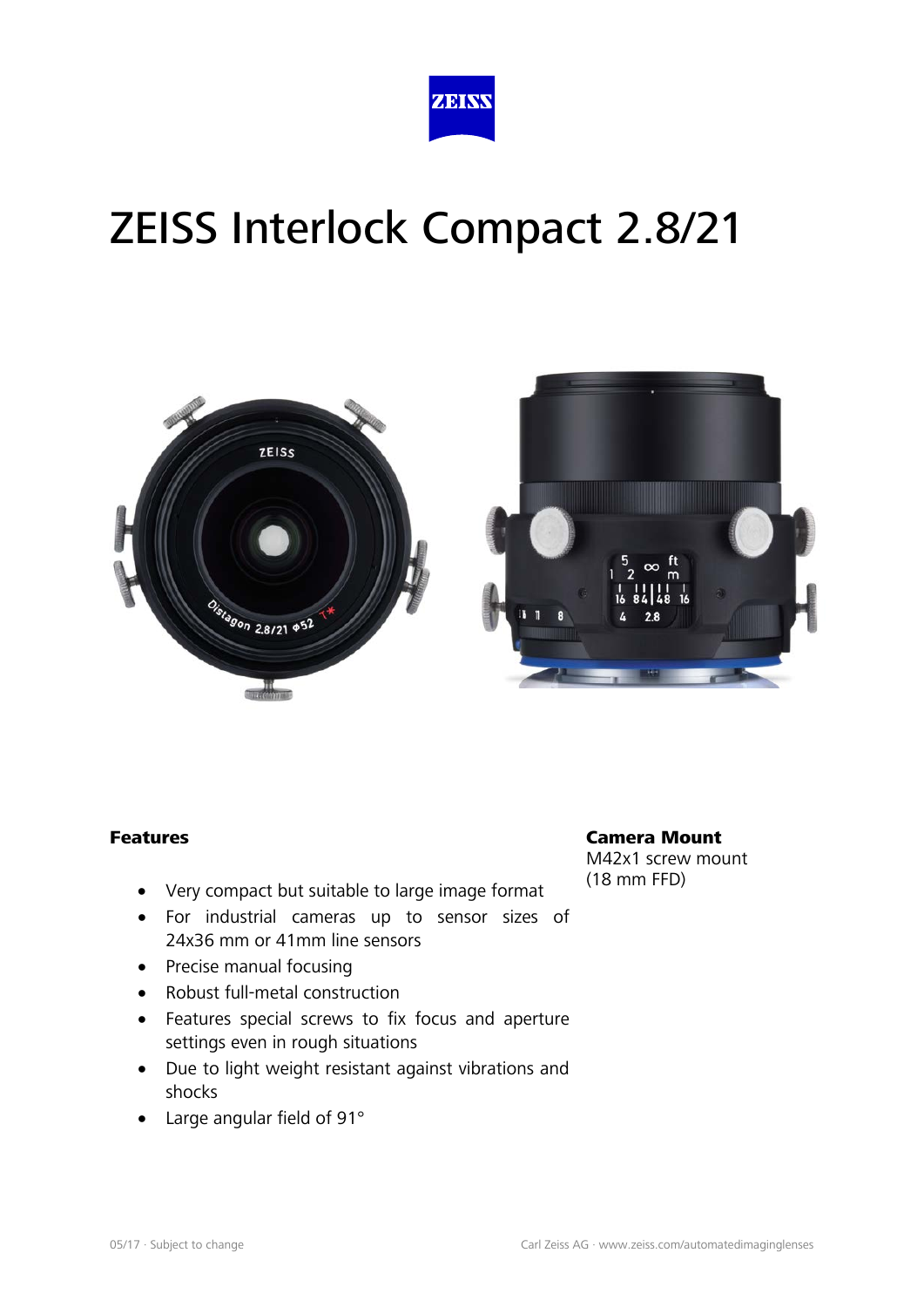# ZEISS Interlock Compact 2.8/21

## Features

- Very compact but suitable to large image format
- For industrial cameras up to sensor sizes of 24x36 mm or 41mm line sensors
- Precise manual focusing
- Robust full-metal construction
- Features special screws to fix focus and aperture settings even in rough situations
- Due to light weight resistant against vibrations and shocks
- Large angular field of 91°

## Camera Mount

M42x1 screw mount
(18 mm FFD)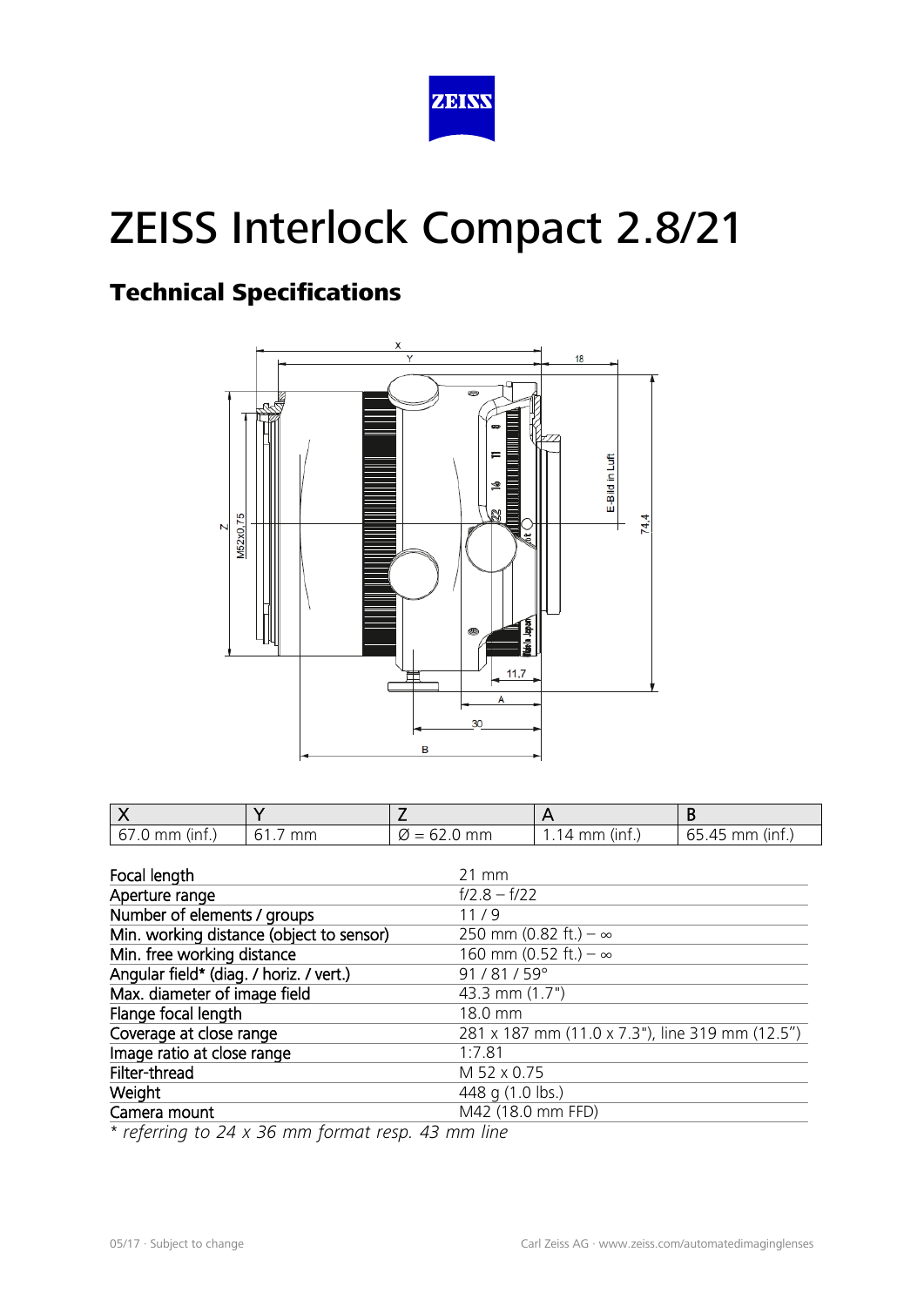# ZEISS Interlock Compact 2.8/21

## Technical Specifications

| X | Y | Z | A | B |
|---|---|---|---|---|
| 67.0 mm (inf.) | 61.7 mm | Ø = 62.0 mm | 1.14 mm (inf.) | 65.45 mm (inf.) |

| | |
|---|---|
| Focal length | 21 mm |
| Aperture range | f/2.8 – f/22 |
| Number of elements / groups | 11 / 9 |
| Min. working distance (object to sensor) | 250 mm (0.82 ft.) – ∞ |
| Min. free working distance | 160 mm (0.52 ft.) – ∞ |
| Angular field* (diag. / horiz. / vert.) | 91 / 81 / 59° |
| Max. diameter of image field | 43.3 mm (1.7") |
| Flange focal length | 18.0 mm |
| Coverage at close range | 281 x 187 mm (11.0 x 7.3"), line 319 mm (12.5") |
| Image ratio at close range | 1:7.81 |
| Filter-thread | M 52 x 0.75 |
| Weight | 448 g (1.0 lbs.) |
| Camera mount | M42 (18.0 mm FFD) |

*\* referring to 24 x 36 mm format resp. 43 mm line*

05/17 · Subject to change

Carl Zeiss AG · www.zeiss.com/automatedimaginglenses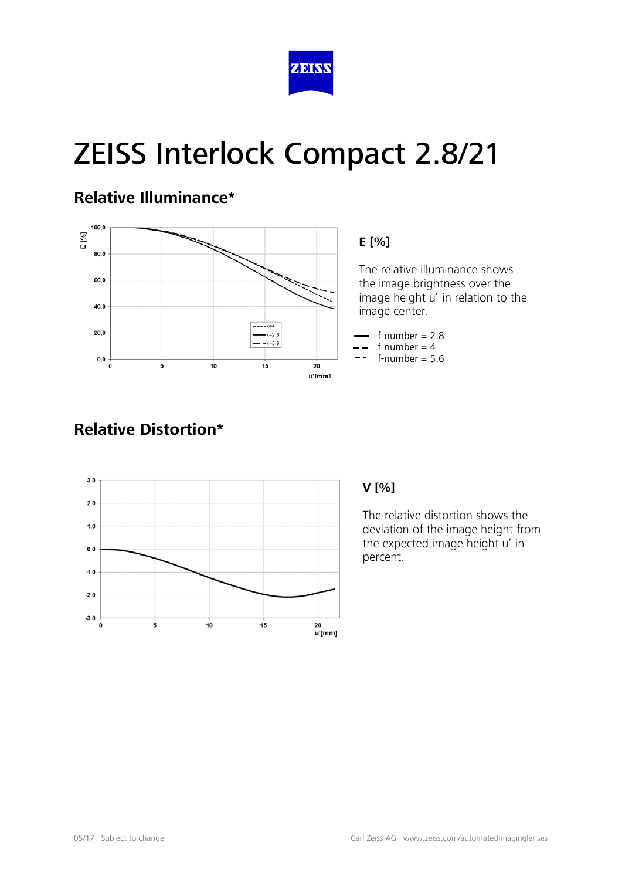# ZEISS Interlock Compact 2.8/21

## Relative Illuminance*

**E [%]**

The relative illuminance shows the image brightness over the image height u’ in relation to the image center.

- f-number = 2.8
- f-number = 4
- f-number = 5.6

## Relative Distortion*

**V [%]**

The relative distortion shows the deviation of the image height from the expected image height u’ in percent.

05/17 · Subject to change

Carl Zeiss AG · www.zeiss.com/automatedimaginglenses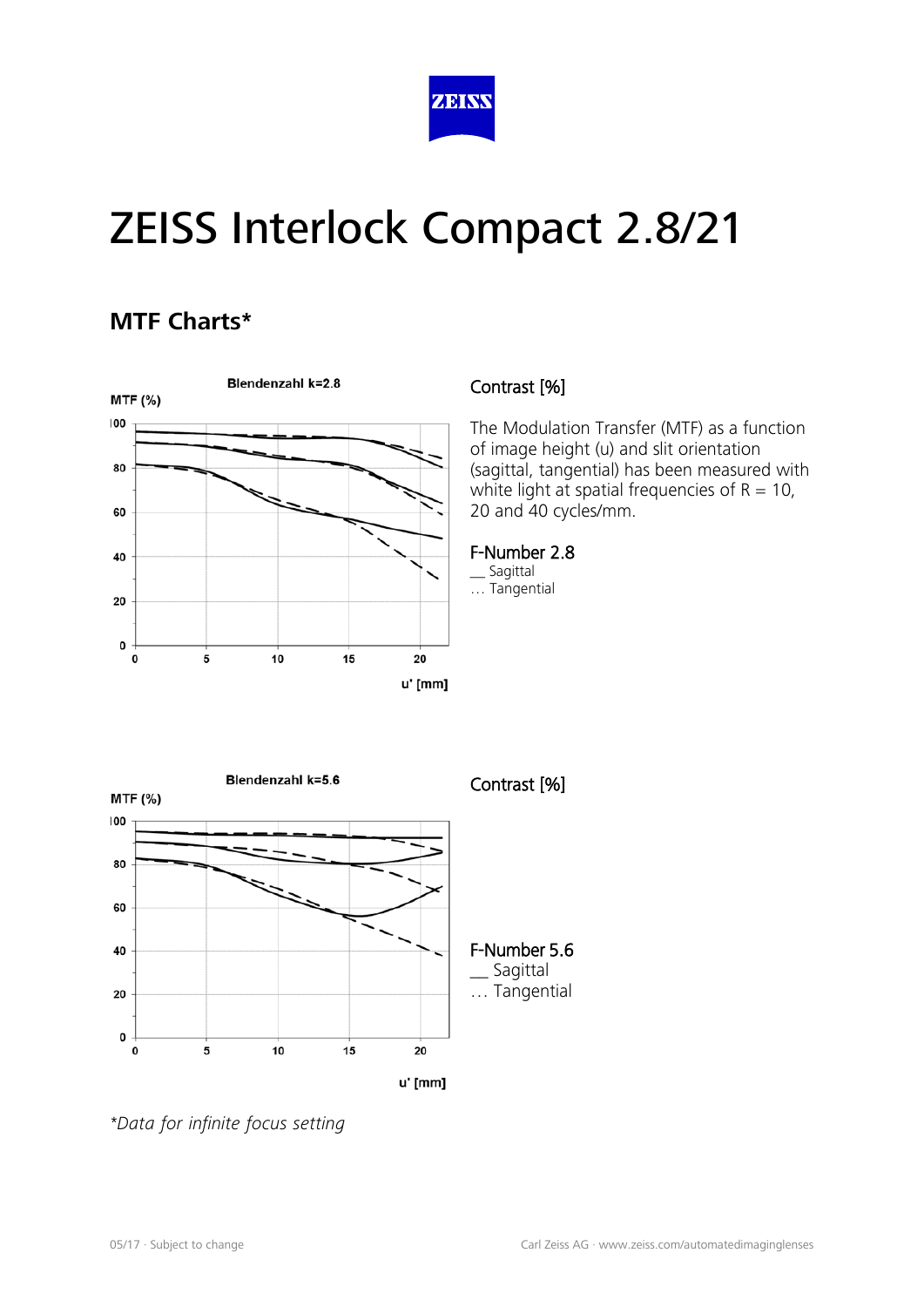# ZEISS Interlock Compact 2.8/21

## MTF Charts*

Blendenzahl k=2.8

MTF (%)

u' [mm]

Contrast [%]

The Modulation Transfer (MTF) as a function of image height (u) and slit orientation (sagittal, tangential) has been measured with white light at spatial frequencies of R = 10, 20 and 40 cycles/mm.

F-Number 2.8
__ Sagittal
… Tangential

Blendenzahl k=5.6

MTF (%)

u' [mm]

Contrast [%]

F-Number 5.6
__ Sagittal
… Tangential

*Data for infinite focus setting*

05/17 · Subject to change

Carl Zeiss AG · www.zeiss.com/automatedimaginglenses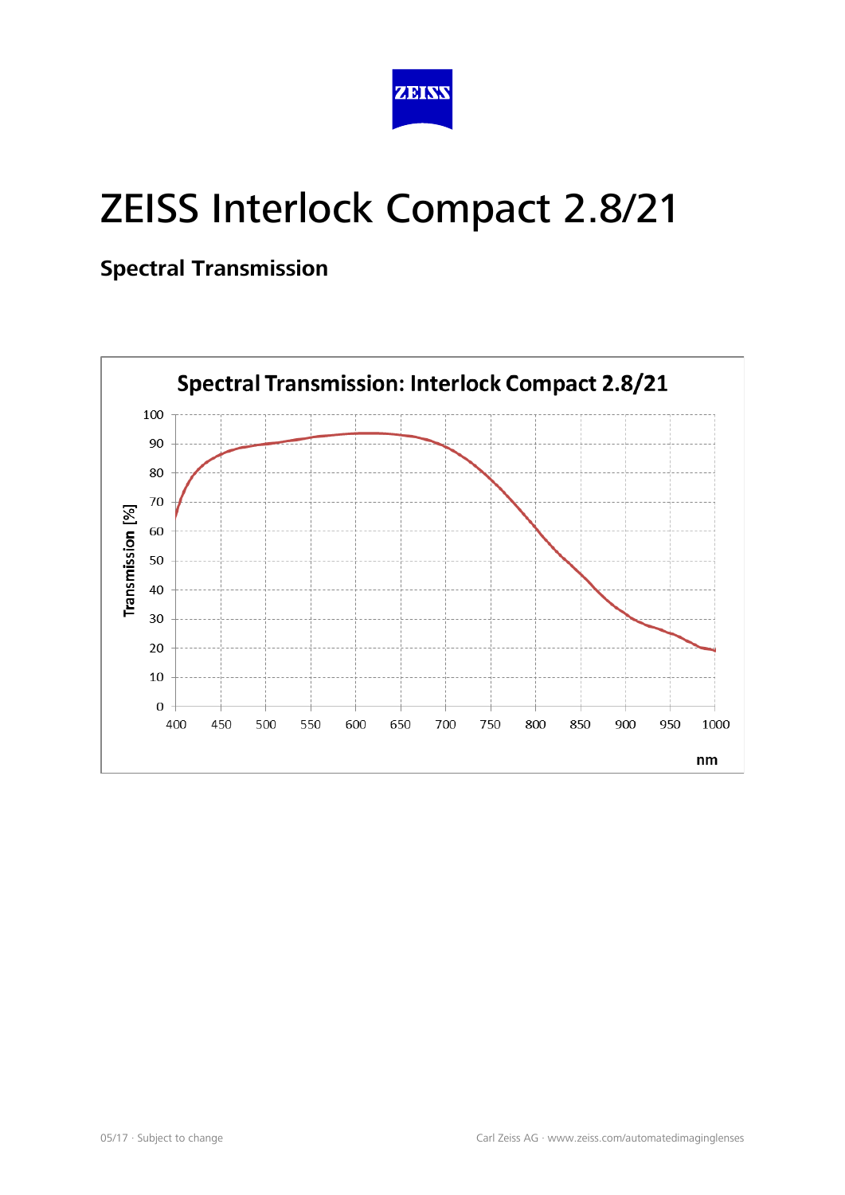# ZEISS Interlock Compact 2.8/21

## Spectral Transmission

**Spectral Transmission: Interlock Compact 2.8/21**

Transmission [%]

100
90
80
70
60
50
40
30
20
10
0

400 450 500 550 600 650 700 750 800 850 900 950 1000

nm

05/17 · Subject to change

Carl Zeiss AG · www.zeiss.com/automatedimaginglenses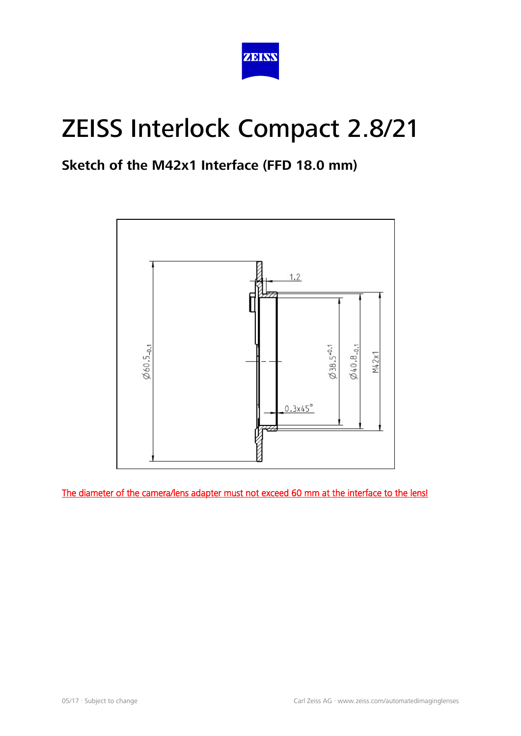# ZEISS Interlock Compact 2.8/21

## Sketch of the M42x1 Interface (FFD 18.0 mm)

1,2

$\varnothing 60,5_{-0,1}$

$\varnothing 38,5^{+0,1}$

$\varnothing 40,8_{-0,1}$

M42x1

0,3x45°

The diameter of the camera/lens adapter must not exceed 60 mm at the interface to the lens!

05/17 · Subject to change

Carl Zeiss AG · www.zeiss.com/automatedimaginglenses